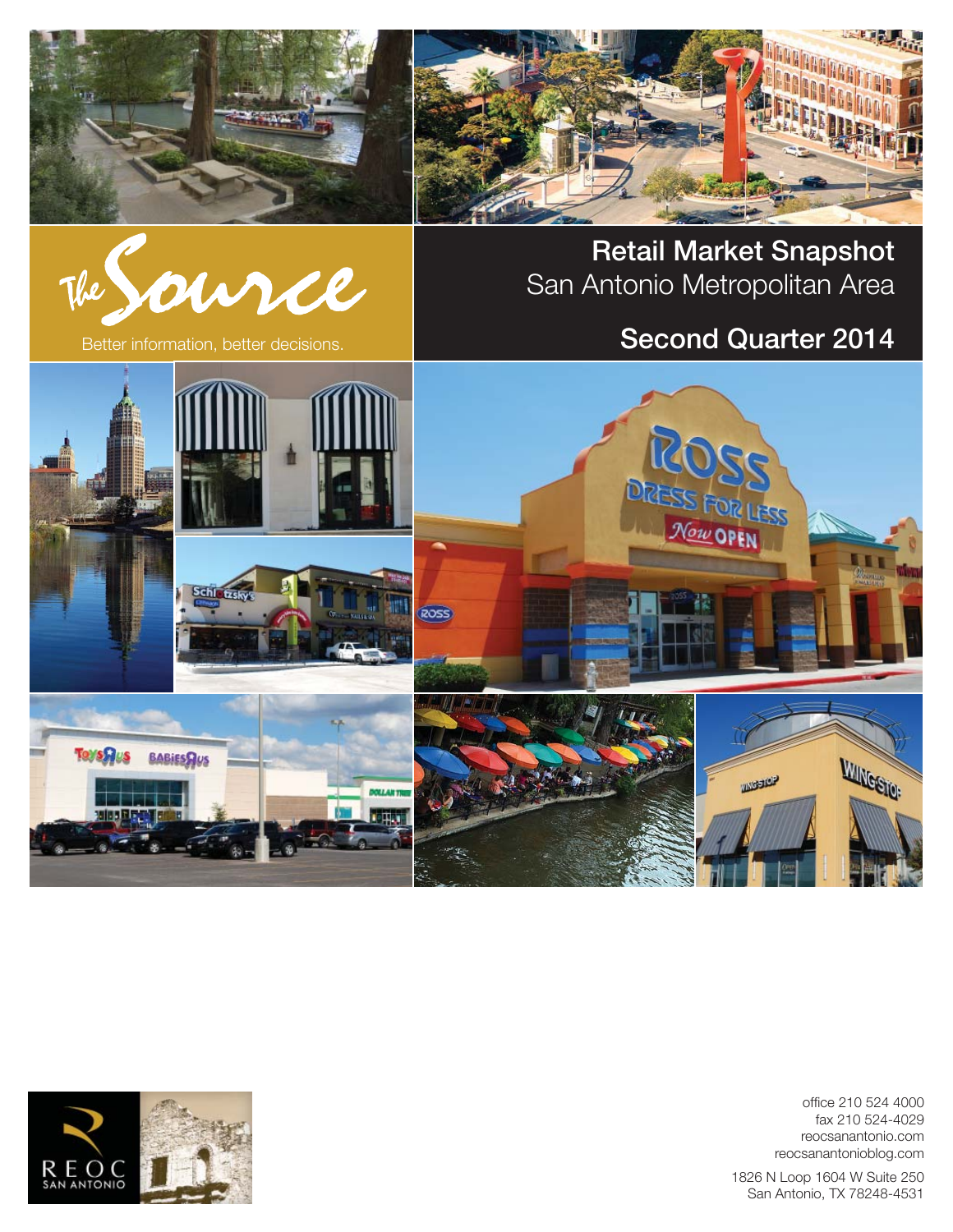The Source

Better information, better decisions.

# Retail Market Snapshot

## San Antonio Metropolitan Area

## Second Quarter 2014

REOC SAN ANTONIO

office 210 524 4000
fax 210 524-4029
reocsanantonio.com
reocsanantonioblog.com

1826 N Loop 1604 W Suite 250
San Antonio, TX 78248-4531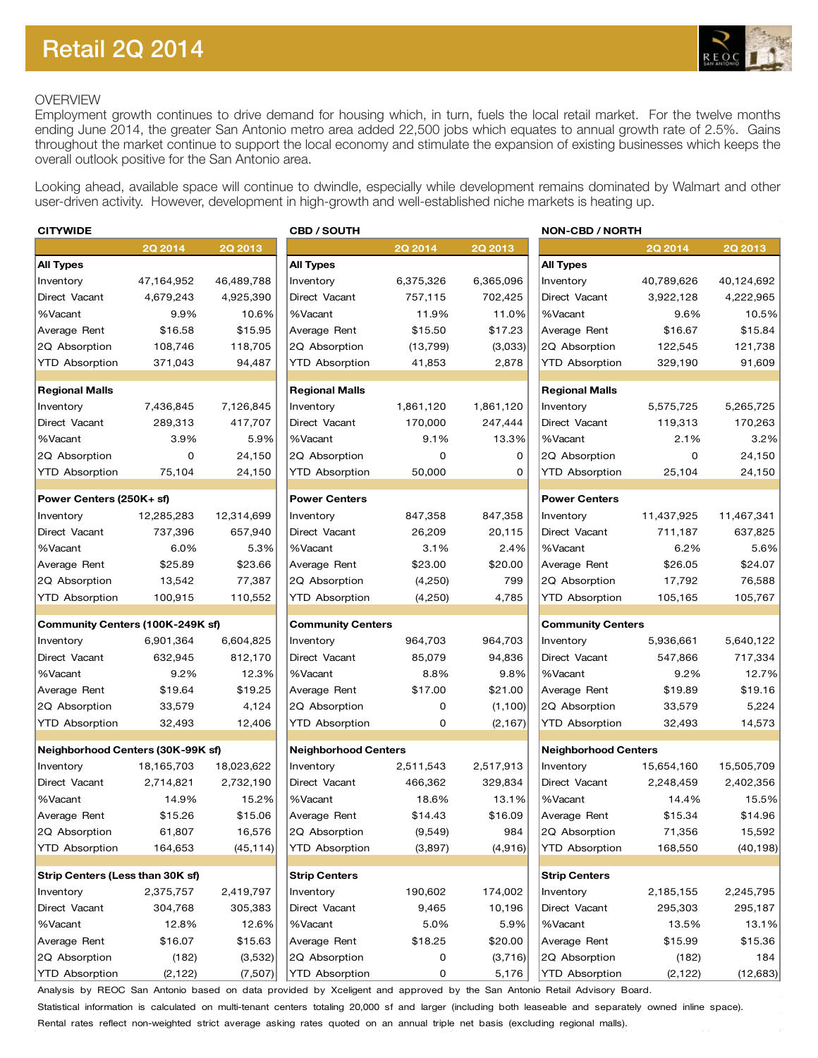# Retail 2Q 2014

OVERVIEW

Employment growth continues to drive demand for housing which, in turn, fuels the local retail market. For the twelve months ending June 2014, the greater San Antonio metro area added 22,500 jobs which equates to annual growth rate of 2.5%. Gains throughout the market continue to support the local economy and stimulate the expansion of existing businesses which keeps the overall outlook positive for the San Antonio area.

Looking ahead, available space will continue to dwindle, especially while development remains dominated by Walmart and other user-driven activity. However, development in high-growth and well-established niche markets is heating up.

**CITYWIDE**

| | 2Q 2014 | 2Q 2013 |
|---|---|---|
| **All Types** | | |
| Inventory | 47,164,952 | 46,489,788 |
| Direct Vacant | 4,679,243 | 4,925,390 |
| %Vacant | 9.9% | 10.6% |
| Average Rent | $16.58 | $15.95 |
| 2Q Absorption | 108,746 | 118,705 |
| YTD Absorption | 371,043 | 94,487 |
| **Regional Malls** | | |
| Inventory | 7,436,845 | 7,126,845 |
| Direct Vacant | 289,313 | 417,707 |
| %Vacant | 3.9% | 5.9% |
| 2Q Absorption | 0 | 24,150 |
| YTD Absorption | 75,104 | 24,150 |
| **Power Centers (250K+ sf)** | | |
| Inventory | 12,285,283 | 12,314,699 |
| Direct Vacant | 737,396 | 657,940 |
| %Vacant | 6.0% | 5.3% |
| Average Rent | $25.89 | $23.66 |
| 2Q Absorption | 13,542 | 77,387 |
| YTD Absorption | 100,915 | 110,552 |
| **Community Centers (100K-249K sf)** | | |
| Inventory | 6,901,364 | 6,604,825 |
| Direct Vacant | 632,945 | 812,170 |
| %Vacant | 9.2% | 12.3% |
| Average Rent | $19.64 | $19.25 |
| 2Q Absorption | 33,579 | 4,124 |
| YTD Absorption | 32,493 | 12,406 |
| **Neighborhood Centers (30K-99K sf)** | | |
| Inventory | 18,165,703 | 18,023,622 |
| Direct Vacant | 2,714,821 | 2,732,190 |
| %Vacant | 14.9% | 15.2% |
| Average Rent | $15.26 | $15.06 |
| 2Q Absorption | 61,807 | 16,576 |
| YTD Absorption | 164,653 | (45,114) |
| **Strip Centers (Less than 30K sf)** | | |
| Inventory | 2,375,757 | 2,419,797 |
| Direct Vacant | 304,768 | 305,383 |
| %Vacant | 12.8% | 12.6% |
| Average Rent | $16.07 | $15.63 |
| 2Q Absorption | (182) | (3,532) |
| YTD Absorption | (2,122) | (7,507) |

**CBD / SOUTH**

| | 2Q 2014 | 2Q 2013 |
|---|---|---|
| **All Types** | | |
| Inventory | 6,375,326 | 6,365,096 |
| Direct Vacant | 757,115 | 702,425 |
| %Vacant | 11.9% | 11.0% |
| Average Rent | $15.50 | $17.23 |
| 2Q Absorption | (13,799) | (3,033) |
| YTD Absorption | 41,853 | 2,878 |
| **Regional Malls** | | |
| Inventory | 1,861,120 | 1,861,120 |
| Direct Vacant | 170,000 | 247,444 |
| %Vacant | 9.1% | 13.3% |
| 2Q Absorption | 0 | 0 |
| YTD Absorption | 50,000 | 0 |
| **Power Centers** | | |
| Inventory | 847,358 | 847,358 |
| Direct Vacant | 26,209 | 20,115 |
| %Vacant | 3.1% | 2.4% |
| Average Rent | $23.00 | $20.00 |
| 2Q Absorption | (4,250) | 799 |
| YTD Absorption | (4,250) | 4,785 |
| **Community Centers** | | |
| Inventory | 964,703 | 964,703 |
| Direct Vacant | 85,079 | 94,836 |
| %Vacant | 8.8% | 9.8% |
| Average Rent | $17.00 | $21.00 |
| 2Q Absorption | 0 | (1,100) |
| YTD Absorption | 0 | (2,167) |
| **Neighborhood Centers** | | |
| Inventory | 2,511,543 | 2,517,913 |
| Direct Vacant | 466,362 | 329,834 |
| %Vacant | 18.6% | 13.1% |
| Average Rent | $14.43 | $16.09 |
| 2Q Absorption | (9,549) | 984 |
| YTD Absorption | (3,897) | (4,916) |
| **Strip Centers** | | |
| Inventory | 190,602 | 174,002 |
| Direct Vacant | 9,465 | 10,196 |
| %Vacant | 5.0% | 5.9% |
| Average Rent | $18.25 | $20.00 |
| 2Q Absorption | 0 | (3,716) |
| YTD Absorption | 0 | 5,176 |

**NON-CBD / NORTH**

| | 2Q 2014 | 2Q 2013 |
|---|---|---|
| **All Types** | | |
| Inventory | 40,789,626 | 40,124,692 |
| Direct Vacant | 3,922,128 | 4,222,965 |
| %Vacant | 9.6% | 10.5% |
| Average Rent | $16.67 | $15.84 |
| 2Q Absorption | 122,545 | 121,738 |
| YTD Absorption | 329,190 | 91,609 |
| **Regional Malls** | | |
| Inventory | 5,575,725 | 5,265,725 |
| Direct Vacant | 119,313 | 170,263 |
| %Vacant | 2.1% | 3.2% |
| 2Q Absorption | 0 | 24,150 |
| YTD Absorption | 25,104 | 24,150 |
| **Power Centers** | | |
| Inventory | 11,437,925 | 11,467,341 |
| Direct Vacant | 711,187 | 637,825 |
| %Vacant | 6.2% | 5.6% |
| Average Rent | $26.05 | $24.07 |
| 2Q Absorption | 17,792 | 76,588 |
| YTD Absorption | 105,165 | 105,767 |
| **Community Centers** | | |
| Inventory | 5,936,661 | 5,640,122 |
| Direct Vacant | 547,866 | 717,334 |
| %Vacant | 9.2% | 12.7% |
| Average Rent | $19.89 | $19.16 |
| 2Q Absorption | 33,579 | 5,224 |
| YTD Absorption | 32,493 | 14,573 |
| **Neighborhood Centers** | | |
| Inventory | 15,654,160 | 15,505,709 |
| Direct Vacant | 2,248,459 | 2,402,356 |
| %Vacant | 14.4% | 15.5% |
| Average Rent | $15.34 | $14.96 |
| 2Q Absorption | 71,356 | 15,592 |
| YTD Absorption | 168,550 | (40,198) |
| **Strip Centers** | | |
| Inventory | 2,185,155 | 2,245,795 |
| Direct Vacant | 295,303 | 295,187 |
| %Vacant | 13.5% | 13.1% |
| Average Rent | $15.99 | $15.36 |
| 2Q Absorption | (182) | 184 |
| YTD Absorption | (2,122) | (12,683) |

Analysis by REOC San Antonio based on data provided by Xceligent and approved by the San Antonio Retail Advisory Board.

Statistical information is calculated on multi-tenant centers totaling 20,000 sf and larger (including both leaseable and separately owned inline space).

Rental rates reflect non-weighted strict average asking rates quoted on an annual triple net basis (excluding regional malls).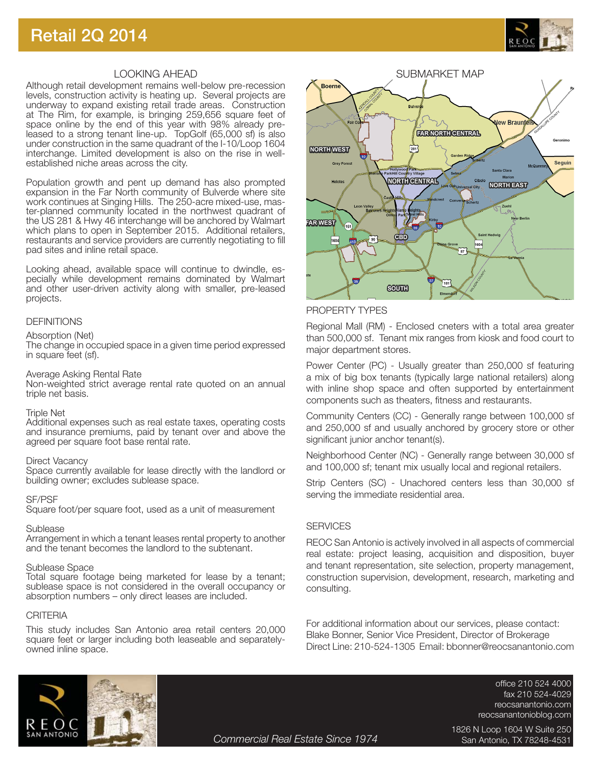# Retail 2Q 2014

## LOOKING AHEAD

Although retail development remains well-below pre-recession levels, construction activity is heating up. Several projects are underway to expand existing retail trade areas. Construction at The Rim, for example, is bringing 259,656 square feet of space online by the end of this year with 98% already pre-leased to a strong tenant line-up. TopGolf (65,000 sf) is also under construction in the same quadrant of the I-10/Loop 1604 interchange. Limited development is also on the rise in well-established niche areas across the city.

Population growth and pent up demand has also prompted expansion in the Far North community of Bulverde where site work continues at Singing Hills. The 250-acre mixed-use, master-planned community located in the northwest quadrant of the US 281 & Hwy 46 interchange will be anchored by Walmart which plans to open in September 2015. Additional retailers, restaurants and service providers are currently negotiating to fill pad sites and inline retail space.

Looking ahead, available space will continue to dwindle, especially while development remains dominated by Walmart and other user-driven activity along with smaller, pre-leased projects.

## DEFINITIONS

Absorption (Net)
The change in occupied space in a given time period expressed in square feet (sf).

Average Asking Rental Rate
Non-weighted strict average rental rate quoted on an annual triple net basis.

Triple Net
Additional expenses such as real estate taxes, operating costs and insurance premiums, paid by tenant over and above the agreed per square foot base rental rate.

Direct Vacancy
Space currently available for lease directly with the landlord or building owner; excludes sublease space.

SF/PSF
Square foot/per square foot, used as a unit of measurement

Sublease
Arrangement in which a tenant leases rental property to another and the tenant becomes the landlord to the subtenant.

Sublease Space
Total square footage being marketed for lease by a tenant; sublease space is not considered in the overall occupancy or absorption numbers – only direct leases are included.

## CRITERIA

This study includes San Antonio area retail centers 20,000 square feet or larger including both leaseable and separately-owned inline space.

## SUBMARKET MAP

Boerne
Bulverde
New Braunfels
FAR NORTH CENTRAL
NORTH WEST
NORTH CENTRAL
NORTH EAST
FAR WEST
CBD
SOUTH
Seguin

## PROPERTY TYPES

Regional Mall (RM) - Enclosed cneters with a total area greater than 500,000 sf. Tenant mix ranges from kiosk and food court to major department stores.

Power Center (PC) - Usually greater than 250,000 sf featuring a mix of big box tenants (typically large national retailers) along with inline shop space and often supported by entertainment components such as theaters, fitness and restaurants.

Community Centers (CC) - Generally range between 100,000 sf and 250,000 sf and usually anchored by grocery store or other significant junior anchor tenant(s).

Neighborhood Center (NC) - Generally range between 30,000 sf and 100,000 sf; tenant mix usually local and regional retailers.

Strip Centers (SC) - Unachored centers less than 30,000 sf serving the immediate residential area.

## SERVICES

REOC San Antonio is actively involved in all aspects of commercial real estate: project leasing, acquisition and disposition, buyer and tenant representation, site selection, property management, construction supervision, development, research, marketing and consulting.

For additional information about our services, please contact:
Blake Bonner, Senior Vice President, Director of Brokerage
Direct Line: 210-524-1305 Email: bbonner@reocsanantonio.com

REOC SAN ANTONIO

*Commercial Real Estate Since 1974*

office 210 524 4000
fax 210 524-4029
reocsanantonio.com
reocsanantonioblog.com

1826 N Loop 1604 W Suite 250
San Antonio, TX 78248-4531